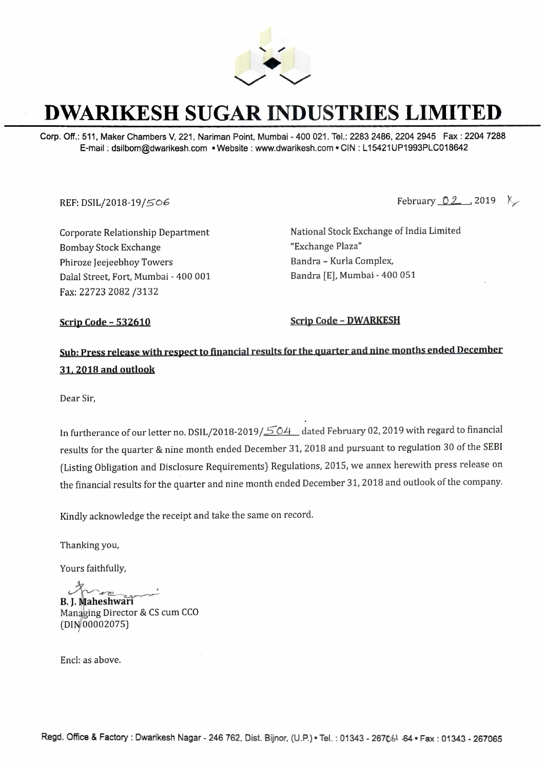# DWARIKESH SUGAR INDUSTRIES LIMITED

Corp. Off.: 511, Maker Chambers V, 221, Nariman Point, Mumbai - 400 021. Tel.: 2283 2486, 2204 2945 Fax : 2204 7288
E-mail : dsilbom@dwarikesh.com • Website : www.dwarikesh.com • CIN : L15421UP1993PLC018642

REF: DSIL/2018-19/506

February 02, 2019

Corporate Relationship Department
Bombay Stock Exchange
Phiroze Jeejeebhoy Towers
Dalal Street, Fort, Mumbai - 400 001
Fax: 22723 2082 /3132

National Stock Exchange of India Limited
"Exchange Plaza"
Bandra – Kurla Complex,
Bandra [E], Mumbai - 400 051

**Scrip Code – 532610**

**Scrip Code – DWARKESH**

**Sub: Press release with respect to financial results for the quarter and nine months ended December 31, 2018 and outlook**

Dear Sir,

In furtherance of our letter no. DSIL/2018-2019/504 dated February 02, 2019 with regard to financial results for the quarter & nine month ended December 31, 2018 and pursuant to regulation 30 of the SEBI (Listing Obligation and Disclosure Requirements) Regulations, 2015, we annex herewith press release on the financial results for the quarter and nine month ended December 31, 2018 and outlook of the company.

Kindly acknowledge the receipt and take the same on record.

Thanking you,

Yours faithfully,

**B. J. Maheshwari**
Managing Director & CS cum CCO
(DIN 00002075)

Encl: as above.

Regd. Office & Factory : Dwarikesh Nagar - 246 762, Dist. Bijnor, (U.P.) • Tel. : 01343 - 267061-64 • Fax : 01343 - 267065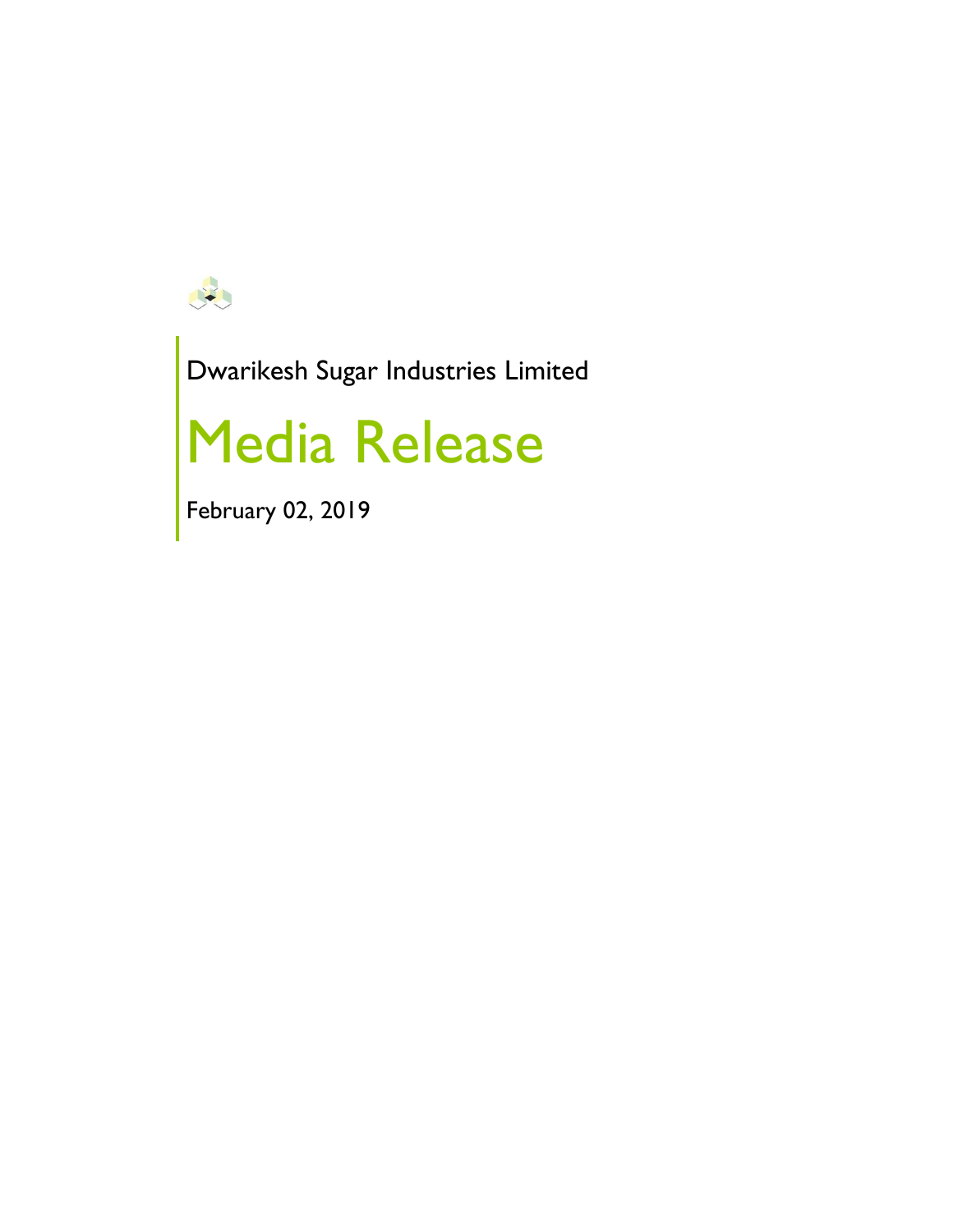Dwarikesh Sugar Industries Limited

# Media Release

February 02, 2019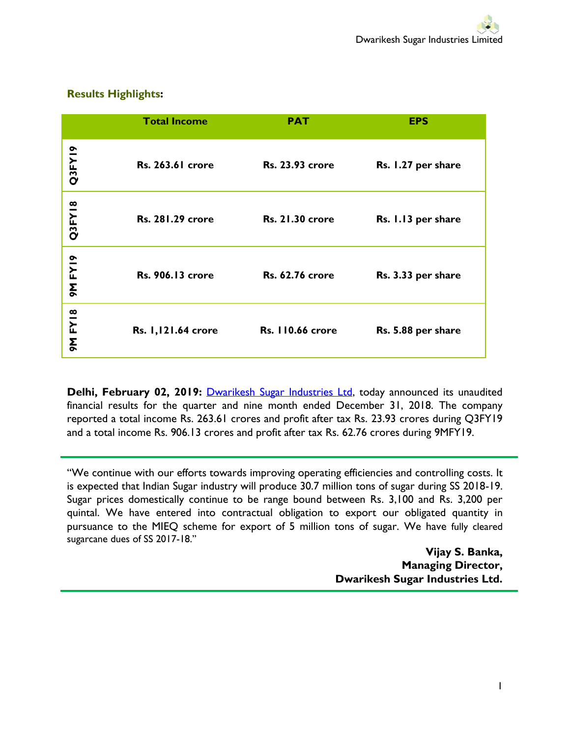## Results Highlights:

| | Total Income | PAT | EPS |
|---|---|---|---|
| **Q3FY19** | **Rs. 263.61 crore** | **Rs. 23.93 crore** | **Rs. 1.27 per share** |
| **Q3FY18** | **Rs. 281.29 crore** | **Rs. 21.30 crore** | **Rs. 1.13 per share** |
| **9M FY19** | **Rs. 906.13 crore** | **Rs. 62.76 crore** | **Rs. 3.33 per share** |
| **9M FY18** | **Rs. 1,121.64 crore** | **Rs. 110.66 crore** | **Rs. 5.88 per share** |

**Delhi, February 02, 2019:** Dwarikesh Sugar Industries Ltd, today announced its unaudited financial results for the quarter and nine month ended December 31, 2018. The company reported a total income Rs. 263.61 crores and profit after tax Rs. 23.93 crores during Q3FY19 and a total income Rs. 906.13 crores and profit after tax Rs. 62.76 crores during 9MFY19.

---

"We continue with our efforts towards improving operating efficiencies and controlling costs. It is expected that Indian Sugar industry will produce 30.7 million tons of sugar during SS 2018-19. Sugar prices domestically continue to be range bound between Rs. 3,100 and Rs. 3,200 per quintal. We have entered into contractual obligation to export our obligated quantity in pursuance to the MIEQ scheme for export of 5 million tons of sugar. We have fully cleared sugarcane dues of SS 2017-18."

**Vijay S. Banka,**
**Managing Director,**
**Dwarikesh Sugar Industries Ltd.**

---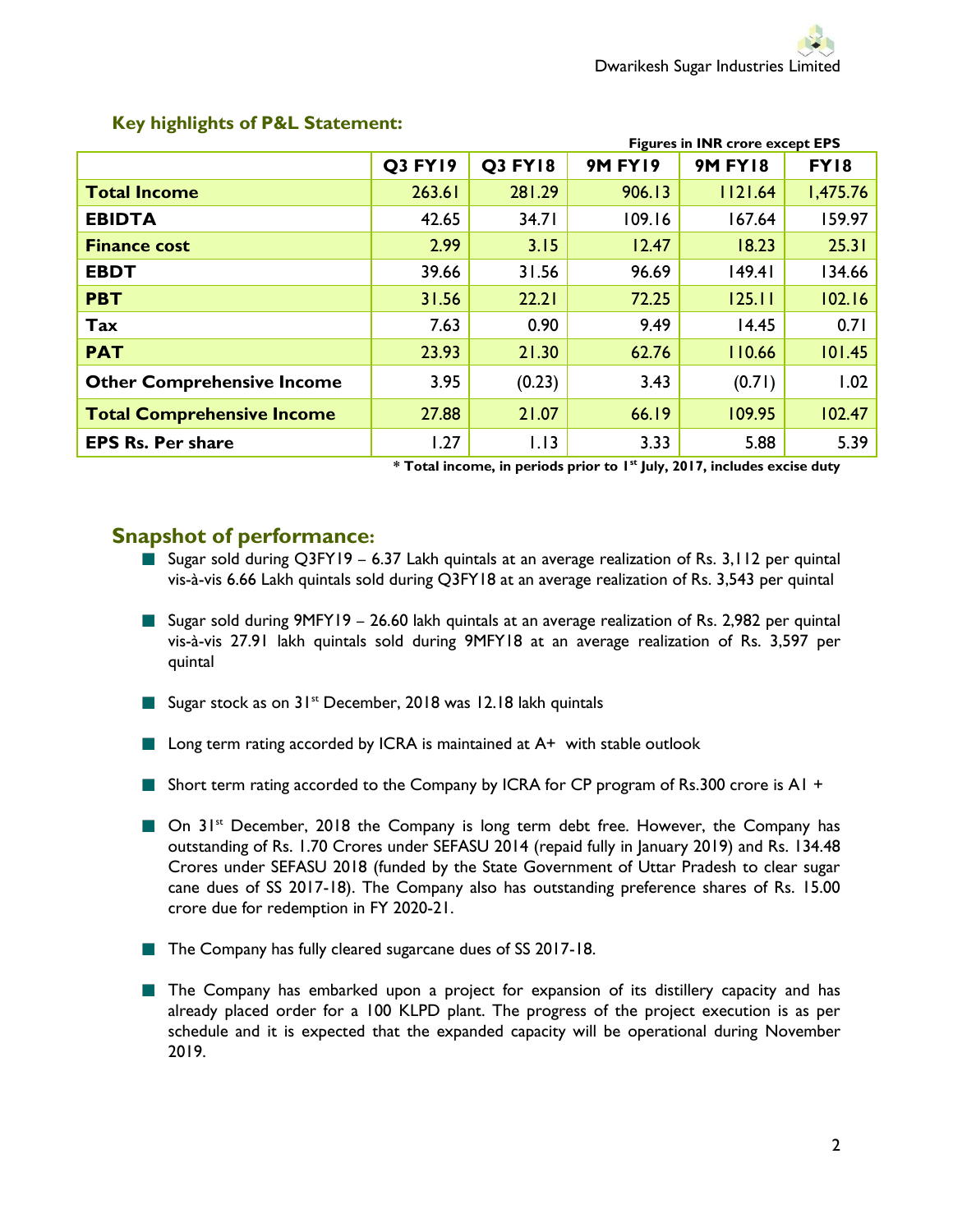## Key highlights of P&L Statement:

**Figures in INR crore except EPS**

| | Q3 FY19 | Q3 FY18 | 9M FY19 | 9M FY18 | FY18 |
|---|---|---|---|---|---|
| **Total Income** | 263.61 | 281.29 | 906.13 | 1121.64 | 1,475.76 |
| **EBIDTA** | 42.65 | 34.71 | 109.16 | 167.64 | 159.97 |
| **Finance cost** | 2.99 | 3.15 | 12.47 | 18.23 | 25.31 |
| **EBDT** | 39.66 | 31.56 | 96.69 | 149.41 | 134.66 |
| **PBT** | 31.56 | 22.21 | 72.25 | 125.11 | 102.16 |
| **Tax** | 7.63 | 0.90 | 9.49 | 14.45 | 0.71 |
| **PAT** | 23.93 | 21.30 | 62.76 | 110.66 | 101.45 |
| **Other Comprehensive Income** | 3.95 | (0.23) | 3.43 | (0.71) | 1.02 |
| **Total Comprehensive Income** | 27.88 | 21.07 | 66.19 | 109.95 | 102.47 |
| **EPS Rs. Per share** | 1.27 | 1.13 | 3.33 | 5.88 | 5.39 |

**\* Total income, in periods prior to 1st July, 2017, includes excise duty**

## Snapshot of performance:

- Sugar sold during Q3FY19 – 6.37 Lakh quintals at an average realization of Rs. 3,112 per quintal vis-à-vis 6.66 Lakh quintals sold during Q3FY18 at an average realization of Rs. 3,543 per quintal
- Sugar sold during 9MFY19 – 26.60 lakh quintals at an average realization of Rs. 2,982 per quintal vis-à-vis 27.91 lakh quintals sold during 9MFY18 at an average realization of Rs. 3,597 per quintal
- Sugar stock as on 31st December, 2018 was 12.18 lakh quintals
- Long term rating accorded by ICRA is maintained at A+ with stable outlook
- Short term rating accorded to the Company by ICRA for CP program of Rs.300 crore is A1 +
- On 31st December, 2018 the Company is long term debt free. However, the Company has outstanding of Rs. 1.70 Crores under SEFASU 2014 (repaid fully in January 2019) and Rs. 134.48 Crores under SEFASU 2018 (funded by the State Government of Uttar Pradesh to clear sugar cane dues of SS 2017-18). The Company also has outstanding preference shares of Rs. 15.00 crore due for redemption in FY 2020-21.
- The Company has fully cleared sugarcane dues of SS 2017-18.
- The Company has embarked upon a project for expansion of its distillery capacity and has already placed order for a 100 KLPD plant. The progress of the project execution is as per schedule and it is expected that the expanded capacity will be operational during November 2019.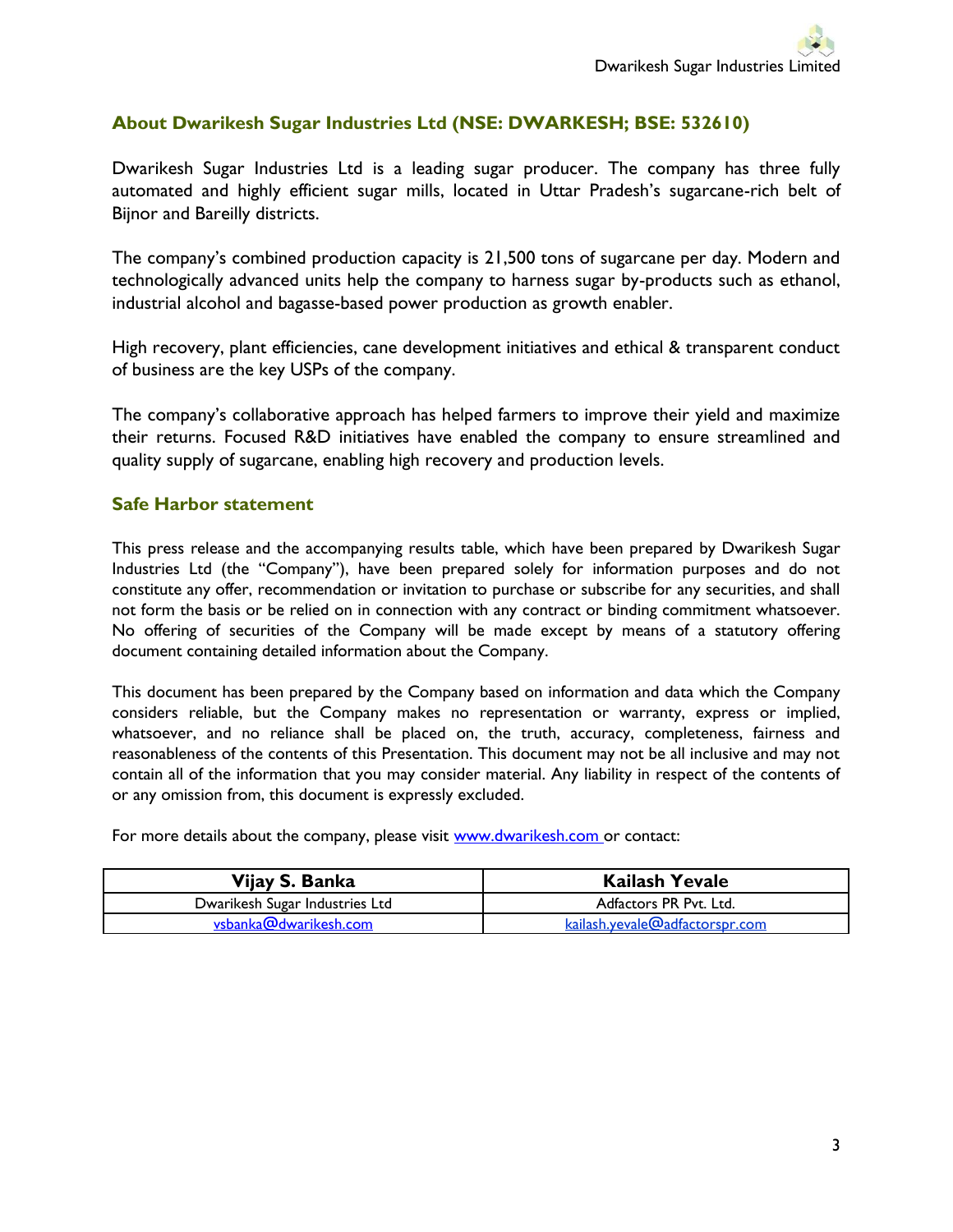## About Dwarikesh Sugar Industries Ltd (NSE: DWARKESH; BSE: 532610)

Dwarikesh Sugar Industries Ltd is a leading sugar producer. The company has three fully automated and highly efficient sugar mills, located in Uttar Pradesh's sugarcane-rich belt of Bijnor and Bareilly districts.

The company's combined production capacity is 21,500 tons of sugarcane per day. Modern and technologically advanced units help the company to harness sugar by-products such as ethanol, industrial alcohol and bagasse-based power production as growth enabler.

High recovery, plant efficiencies, cane development initiatives and ethical & transparent conduct of business are the key USPs of the company.

The company's collaborative approach has helped farmers to improve their yield and maximize their returns. Focused R&D initiatives have enabled the company to ensure streamlined and quality supply of sugarcane, enabling high recovery and production levels.

## Safe Harbor statement

This press release and the accompanying results table, which have been prepared by Dwarikesh Sugar Industries Ltd (the "Company"), have been prepared solely for information purposes and do not constitute any offer, recommendation or invitation to purchase or subscribe for any securities, and shall not form the basis or be relied on in connection with any contract or binding commitment whatsoever. No offering of securities of the Company will be made except by means of a statutory offering document containing detailed information about the Company.

This document has been prepared by the Company based on information and data which the Company considers reliable, but the Company makes no representation or warranty, express or implied, whatsoever, and no reliance shall be placed on, the truth, accuracy, completeness, fairness and reasonableness of the contents of this Presentation. This document may not be all inclusive and may not contain all of the information that you may consider material. Any liability in respect of the contents of or any omission from, this document is expressly excluded.

For more details about the company, please visit www.dwarikesh.com or contact:

| Vijay S. Banka | Kailash Yevale |
|---|---|
| Dwarikesh Sugar Industries Ltd | Adfactors PR Pvt. Ltd. |
| vsbanka@dwarikesh.com | kailash.yevale@adfactorspr.com |